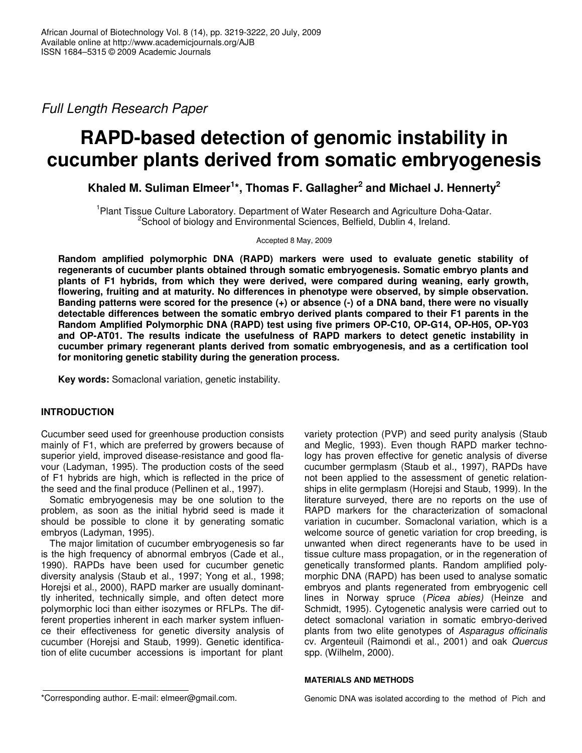*Full Length Research Paper*

# RAPD-based detection of genomic instability in cucumber plants derived from somatic embryogenesis

**Khaled M. Suliman Elmeer[1]*, Thomas F. Gallagher[2] and Michael J. Hennerty[2]**

[1]Plant Tissue Culture Laboratory. Department of Water Research and Agriculture Doha-Qatar.
[2]School of biology and Environmental Sciences, Belfield, Dublin 4, Ireland.

Accepted 8 May, 2009

**Random amplified polymorphic DNA (RAPD) markers were used to evaluate genetic stability of regenerants of cucumber plants obtained through somatic embryogenesis. Somatic embryo plants and plants of F1 hybrids, from which they were derived, were compared during weaning, early growth, flowering, fruiting and at maturity. No differences in phenotype were observed, by simple observation. Banding patterns were scored for the presence (+) or absence (-) of a DNA band, there were no visually detectable differences between the somatic embryo derived plants compared to their F1 parents in the Random Amplified Polymorphic DNA (RAPD) test using five primers OP-C10, OP-G14, OP-H05, OP-Y03 and OP-AT01. The results indicate the usefulness of RAPD markers to detect genetic instability in cucumber primary regenerant plants derived from somatic embryogenesis, and as a certification tool for monitoring genetic stability during the generation process.**

**Key words:** Somaclonal variation, genetic instability.

## INTRODUCTION

Cucumber seed used for greenhouse production consists mainly of F1, which are preferred by growers because of superior yield, improved disease-resistance and good flavour (Ladyman, 1995). The production costs of the seed of F1 hybrids are high, which is reflected in the price of the seed and the final produce (Pellinen et al., 1997).

Somatic embryogenesis may be one solution to the problem, as soon as the initial hybrid seed is made it should be possible to clone it by generating somatic embryos (Ladyman, 1995).

The major limitation of cucumber embryogenesis so far is the high frequency of abnormal embryos (Cade et al., 1990). RAPDs have been used for cucumber genetic diversity analysis (Staub et al., 1997; Yong et al., 1998; Horejsi et al., 2000), RAPD marker are usually dominanttly inherited, technically simple, and often detect more polymorphic loci than either isozymes or RFLPs. The different properties inherent in each marker system influence their effectiveness for genetic diversity analysis of cucumber (Horejsi and Staub, 1999). Genetic identification of elite cucumber accessions is important for plant variety protection (PVP) and seed purity analysis (Staub and Meglic, 1993). Even though RAPD marker technology has proven effective for genetic analysis of diverse cucumber germplasm (Staub et al., 1997), RAPDs have not been applied to the assessment of genetic relationships in elite germplasm (Horejsi and Staub, 1999). In the literature surveyed, there are no reports on the use of RAPD markers for the characterization of somaclonal variation in cucumber. Somaclonal variation, which is a welcome source of genetic variation for crop breeding, is unwanted when direct regenerants have to be used in tissue culture mass propagation, or in the regeneration of genetically transformed plants. Random amplified polymorphic DNA (RAPD) has been used to analyse somatic embryos and plants regenerated from embryogenic cell lines in Norway spruce (*Picea abies)* (Heinze and Schmidt, 1995). Cytogenetic analysis were carried out to detect somaclonal variation in somatic embryo-derived plants from two elite genotypes of *Asparagus officinalis* cv. Argenteuil (Raimondi et al., 2001) and oak *Quercus* spp. (Wilhelm, 2000).

### MATERIALS AND METHODS

Genomic DNA was isolated according to the method of Pich and

*Corresponding author. E-mail: elmeer@gmail.com.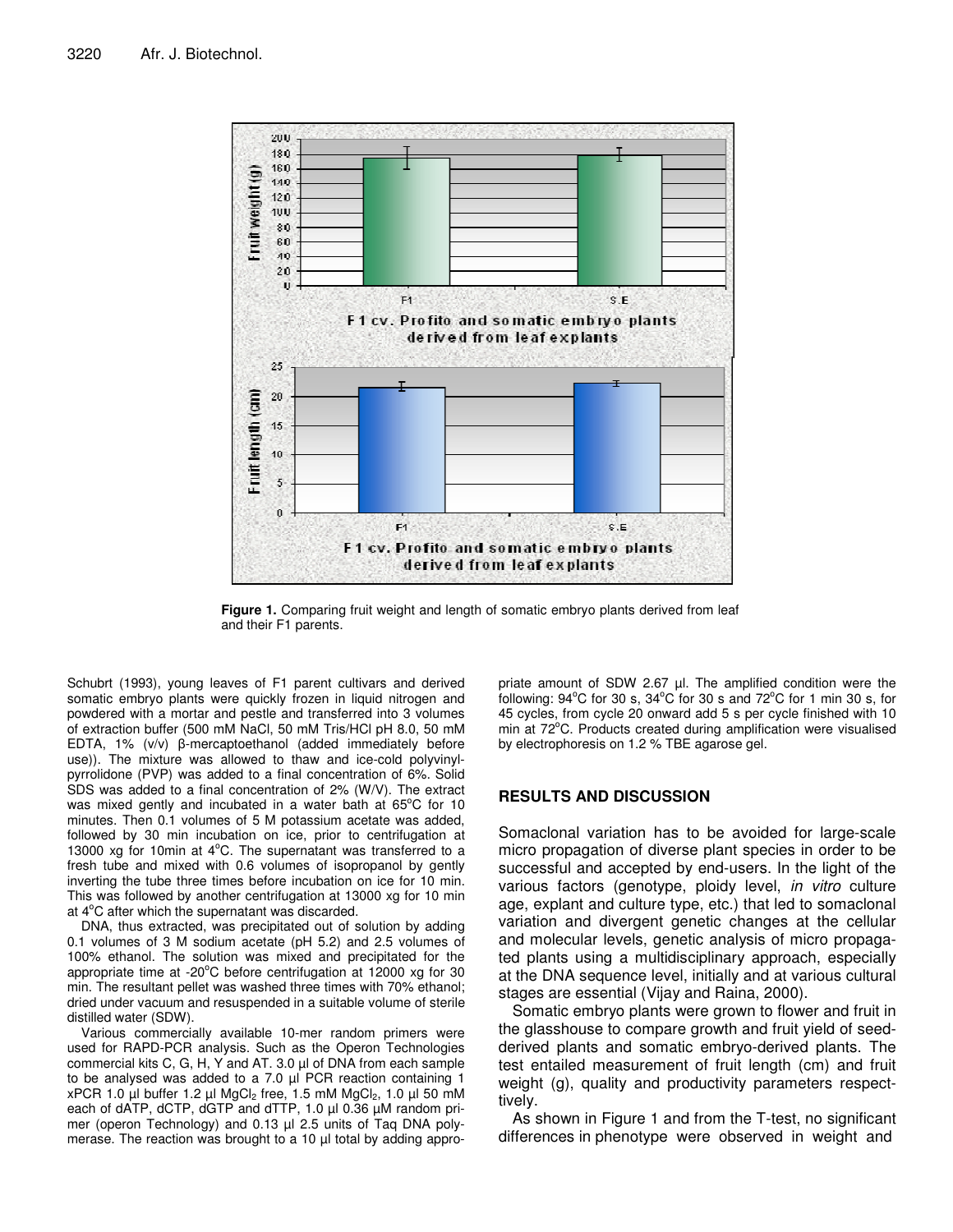**Figure 1.** Comparing fruit weight and length of somatic embryo plants derived from leaf and their F1 parents.

Schubrt (1993), young leaves of F1 parent cultivars and derived somatic embryo plants were quickly frozen in liquid nitrogen and powdered with a mortar and pestle and transferred into 3 volumes of extraction buffer (500 mM NaCl, 50 mM Tris/HCl pH 8.0, 50 mM EDTA, 1% (v/v) β-mercaptoethanol (added immediately before use)). The mixture was allowed to thaw and ice-cold polyvinyl-pyrrolidone (PVP) was added to a final concentration of 6%. Solid SDS was added to a final concentration of 2% (W/V). The extract was mixed gently and incubated in a water bath at 65°C for 10 minutes. Then 0.1 volumes of 5 M potassium acetate was added, followed by 30 min incubation on ice, prior to centrifugation at 13000 xg for 10min at 4°C. The supernatant was transferred to a fresh tube and mixed with 0.6 volumes of isopropanol by gently inverting the tube three times before incubation on ice for 10 min. This was followed by another centrifugation at 13000 xg for 10 min at 4°C after which the supernatant was discarded.

DNA, thus extracted, was precipitated out of solution by adding 0.1 volumes of 3 M sodium acetate (pH 5.2) and 2.5 volumes of 100% ethanol. The solution was mixed and precipitated for the appropriate time at -20°C before centrifugation at 12000 xg for 30 min. The resultant pellet was washed three times with 70% ethanol; dried under vacuum and resuspended in a suitable volume of sterile distilled water (SDW).

Various commercially available 10-mer random primers were used for RAPD-PCR analysis. Such as the Operon Technologies commercial kits C, G, H, Y and AT. 3.0 µl of DNA from each sample to be analysed was added to a 7.0 µl PCR reaction containing 1 xPCR 1.0 µl buffer 1.2 µl $MgCl_2$ free, 1.5 mM $MgCl_2$, 1.0 µl 50 mM each of dATP, dCTP, dGTP and dTTP, 1.0 µl 0.36 µM random primer (operon Technology) and 0.13 µl 2.5 units of Taq DNA polymerase. The reaction was brought to a 10 µl total by adding appropriate amount of SDW 2.67 µl. The amplified condition were the following: 94°C for 30 s, 34°C for 30 s and 72°C for 1 min 30 s, for 45 cycles, from cycle 20 onward add 5 s per cycle finished with 10 min at 72°C. Products created during amplification were visualised by electrophoresis on 1.2 % TBE agarose gel.

## RESULTS AND DISCUSSION

Somaclonal variation has to be avoided for large-scale micro propagation of diverse plant species in order to be successful and accepted by end-users. In the light of the various factors (genotype, ploidy level, *in vitro* culture age, explant and culture type, etc.) that led to somaclonal variation and divergent genetic changes at the cellular and molecular levels, genetic analysis of micro propagated plants using a multidisciplinary approach, especially at the DNA sequence level, initially and at various cultural stages are essential (Vijay and Raina, 2000).

Somatic embryo plants were grown to flower and fruit in the glasshouse to compare growth and fruit yield of seed-derived plants and somatic embryo-derived plants. The test entailed measurement of fruit length (cm) and fruit weight (g), quality and productivity parameters respectively.

As shown in Figure 1 and from the T-test, no significant differences in phenotype were observed in weight and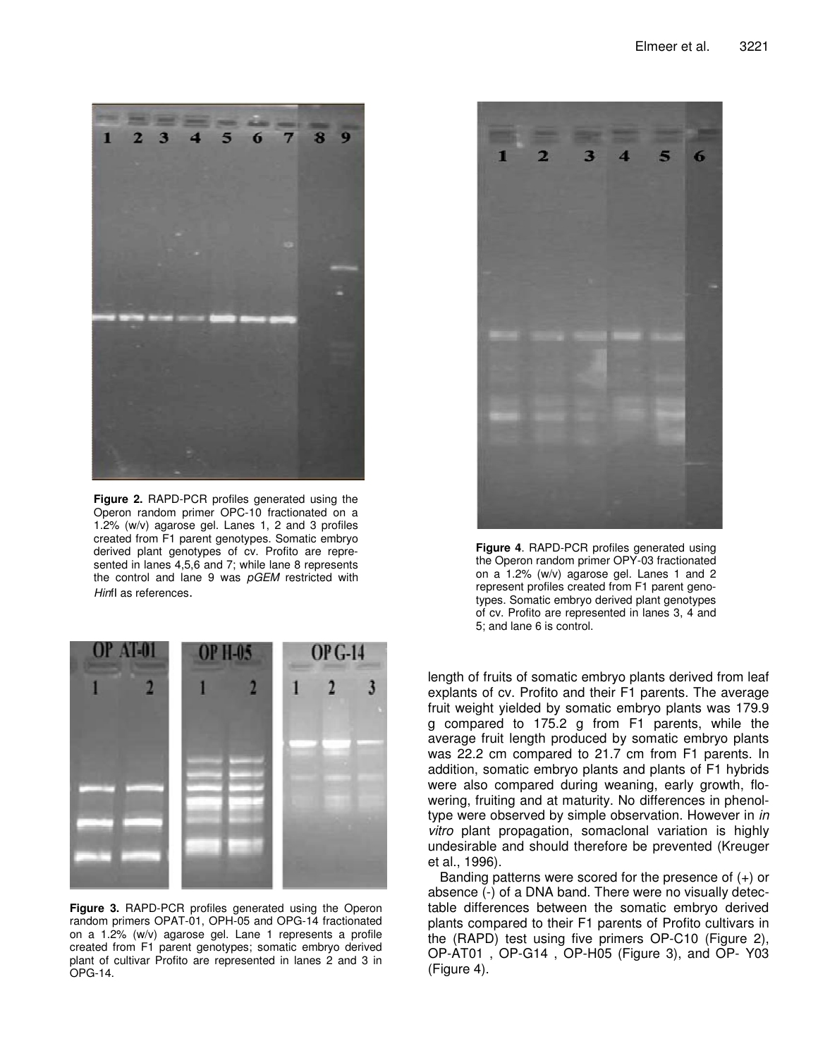**Figure 2.** RAPD-PCR profiles generated using the Operon random primer OPC-10 fractionated on a 1.2% (w/v) agarose gel. Lanes 1, 2 and 3 profiles created from F1 parent genotypes. Somatic embryo derived plant genotypes of cv. Profito are represented in lanes 4,5,6 and 7; while lane 8 represents the control and lane 9 was *pGEM* restricted with *Hin*fI as references.

**Figure 3.** RAPD-PCR profiles generated using the Operon random primers OPAT-01, OPH-05 and OPG-14 fractionated on a 1.2% (w/v) agarose gel. Lane 1 represents a profile created from F1 parent genotypes; somatic embryo derived plant of cultivar Profito are represented in lanes 2 and 3 in OPG-14.

**Figure 4**. RAPD-PCR profiles generated using the Operon random primer OPY-03 fractionated on a 1.2% (w/v) agarose gel. Lanes 1 and 2 represent profiles created from F1 parent genotypes. Somatic embryo derived plant genotypes of cv. Profito are represented in lanes 3, 4 and 5; and lane 6 is control.

length of fruits of somatic embryo plants derived from leaf explants of cv. Profito and their F1 parents. The average fruit weight yielded by somatic embryo plants was 179.9 g compared to 175.2 g from F1 parents, while the average fruit length produced by somatic embryo plants was 22.2 cm compared to 21.7 cm from F1 parents. In addition, somatic embryo plants and plants of F1 hybrids were also compared during weaning, early growth, flowering, fruiting and at maturity. No differences in phenoltype were observed by simple observation. However in *in vitro* plant propagation, somaclonal variation is highly undesirable and should therefore be prevented (Kreuger et al., 1996).

Banding patterns were scored for the presence of (+) or absence (-) of a DNA band. There were no visually detectable differences between the somatic embryo derived plants compared to their F1 parents of Profito cultivars in the (RAPD) test using five primers OP-C10 (Figure 2), OP-AT01 , OP-G14 , OP-H05 (Figure 3), and OP- Y03 (Figure 4).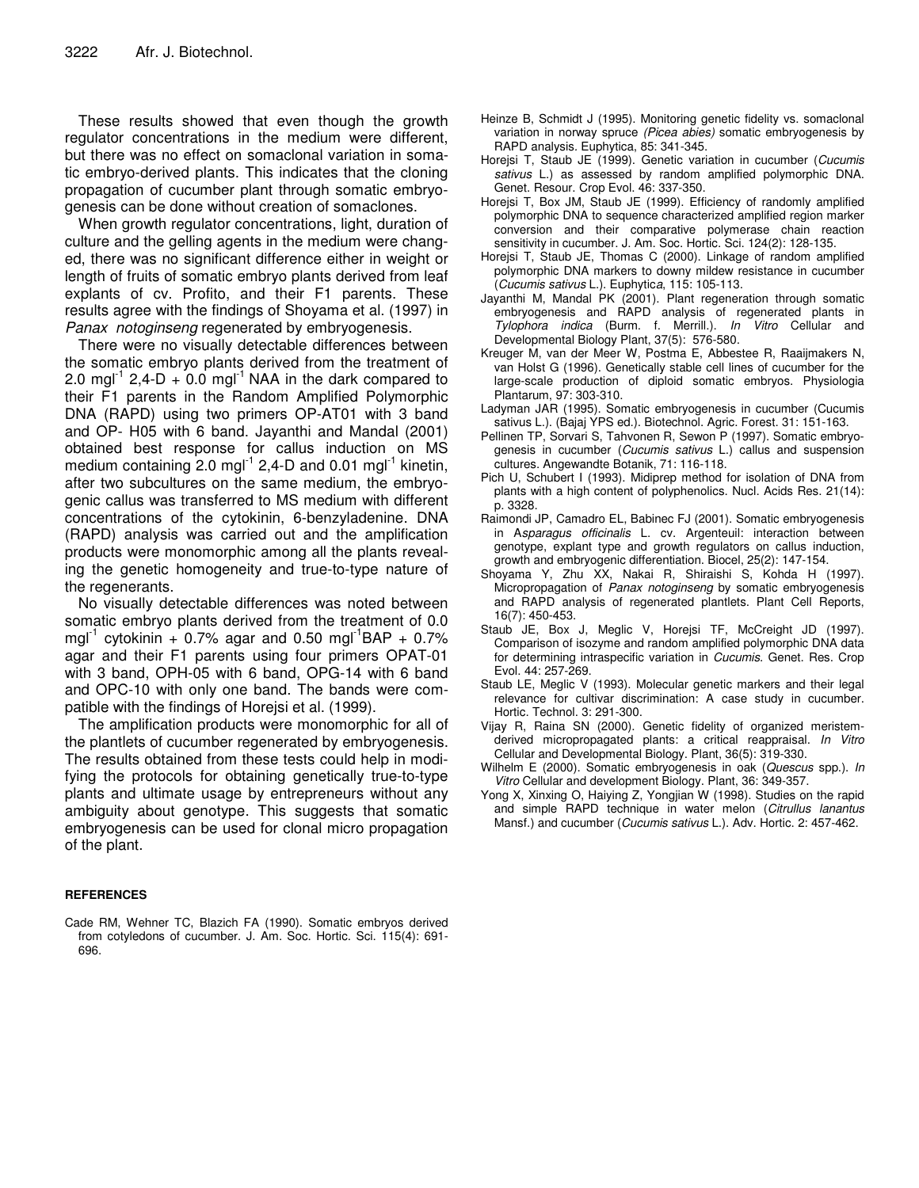These results showed that even though the growth regulator concentrations in the medium were different, but there was no effect on somaclonal variation in somatic embryo-derived plants. This indicates that the cloning propagation of cucumber plant through somatic embryogenesis can be done without creation of somaclones.

When growth regulator concentrations, light, duration of culture and the gelling agents in the medium were changed, there was no significant difference either in weight or length of fruits of somatic embryo plants derived from leaf explants of cv. Profito, and their F1 parents. These results agree with the findings of Shoyama et al. (1997) in *Panax notoginseng* regenerated by embryogenesis.

There were no visually detectable differences between the somatic embryo plants derived from the treatment of 2.0 $mgl^{-1}$ 2,4-D + 0.0 $mgl^{-1}$ NAA in the dark compared to their F1 parents in the Random Amplified Polymorphic DNA (RAPD) using two primers OP-AT01 with 3 band and OP- H05 with 6 band. Jayanthi and Mandal (2001) obtained best response for callus induction on MS medium containing 2.0 $mgl^{-1}$ 2,4-D and 0.01 $mgl^{-1}$ kinetin, after two subcultures on the same medium, the embryogenic callus was transferred to MS medium with different concentrations of the cytokinin, 6-benzyladenine. DNA (RAPD) analysis was carried out and the amplification products were monomorphic among all the plants revealing the genetic homogeneity and true-to-type nature of the regenerants.

No visually detectable differences was noted between somatic embryo plants derived from the treatment of 0.0 $mgl^{-1}$ cytokinin + 0.7% agar and 0.50 $mgl^{-1}$BAP + 0.7% agar and their F1 parents using four primers OPAT-01 with 3 band, OPH-05 with 6 band, OPG-14 with 6 band and OPC-10 with only one band. The bands were compatible with the findings of Horejsi et al. (1999).

The amplification products were monomorphic for all of the plantlets of cucumber regenerated by embryogenesis. The results obtained from these tests could help in modifying the protocols for obtaining genetically true-to-type plants and ultimate usage by entrepreneurs without any ambiguity about genotype. This suggests that somatic embryogenesis can be used for clonal micro propagation of the plant.

## REFERENCES

Cade RM, Wehner TC, Blazich FA (1990). Somatic embryos derived from cotyledons of cucumber. J. Am. Soc. Hortic. Sci. 115(4): 691-696.

Heinze B, Schmidt J (1995). Monitoring genetic fidelity vs. somaclonal variation in norway spruce *(Picea abies)* somatic embryogenesis by RAPD analysis. Euphytica, 85: 341-345.

Horejsi T, Staub JE (1999). Genetic variation in cucumber (*Cucumis sativus* L.) as assessed by random amplified polymorphic DNA. Genet. Resour. Crop Evol. 46: 337-350.

Horejsi T, Box JM, Staub JE (1999). Efficiency of randomly amplified polymorphic DNA to sequence characterized amplified region marker conversion and their comparative polymerase chain reaction sensitivity in cucumber. J. Am. Soc. Hortic. Sci. 124(2): 128-135.

Horejsi T, Staub JE, Thomas C (2000). Linkage of random amplified polymorphic DNA markers to downy mildew resistance in cucumber (*Cucumis sativus* L.). Euphytica, 115: 105-113.

Jayanthi M, Mandal PK (2001). Plant regeneration through somatic embryogenesis and RAPD analysis of regenerated plants in *Tylophora indica* (Burm. f. Merrill.). *In Vitro* Cellular and Developmental Biology Plant, 37(5): 576-580.

Kreuger M, van der Meer W, Postma E, Abbestee R, Raaijmakers N, van Holst G (1996). Genetically stable cell lines of cucumber for the large-scale production of diploid somatic embryos. Physiologia Plantarum, 97: 303-310.

Ladyman JAR (1995). Somatic embryogenesis in cucumber (Cucumis sativus L.). (Bajaj YPS ed.). Biotechnol. Agric. Forest. 31: 151-163.

Pellinen TP, Sorvari S, Tahvonen R, Sewon P (1997). Somatic embryogenesis in cucumber (*Cucumis sativus* L.) callus and suspension cultures. Angewandte Botanik, 71: 116-118.

Pich U, Schubert I (1993). Midiprep method for isolation of DNA from plants with a high content of polyphenolics. Nucl. Acids Res. 21(14): p. 3328.

Raimondi JP, Camadro EL, Babinec FJ (2001). Somatic embryogenesis in A*sparagus officinalis* L. cv. Argenteuil: interaction between genotype, explant type and growth regulators on callus induction, growth and embryogenic differentiation. Biocel, 25(2): 147-154.

Shoyama Y, Zhu XX, Nakai R, Shiraishi S, Kohda H (1997). Micropropagation of *Panax notoginseng* by somatic embryogenesis and RAPD analysis of regenerated plantlets. Plant Cell Reports, 16(7): 450-453.

Staub JE, Box J, Meglic V, Horejsi TF, McCreight JD (1997). Comparison of isozyme and random amplified polymorphic DNA data for determining intraspecific variation in *Cucumis*. Genet. Res. Crop Evol. 44: 257-269.

Staub LE, Meglic V (1993). Molecular genetic markers and their legal relevance for cultivar discrimination: A case study in cucumber. Hortic. Technol. 3: 291-300.

Vijay R, Raina SN (2000). Genetic fidelity of organized meristem-derived micropropagated plants: a critical reappraisal. *In Vitro* Cellular and Developmental Biology. Plant, 36(5): 319-330.

Wilhelm E (2000). Somatic embryogenesis in oak (*Quescus* spp.). *In Vitro* Cellular and development Biology. Plant, 36: 349-357.

Yong X, Xinxing O, Haiying Z, Yongjian W (1998). Studies on the rapid and simple RAPD technique in water melon (*Citrullus lanantus* Mansf.) and cucumber (*Cucumis sativus* L.). Adv. Hortic. 2: 457-462.